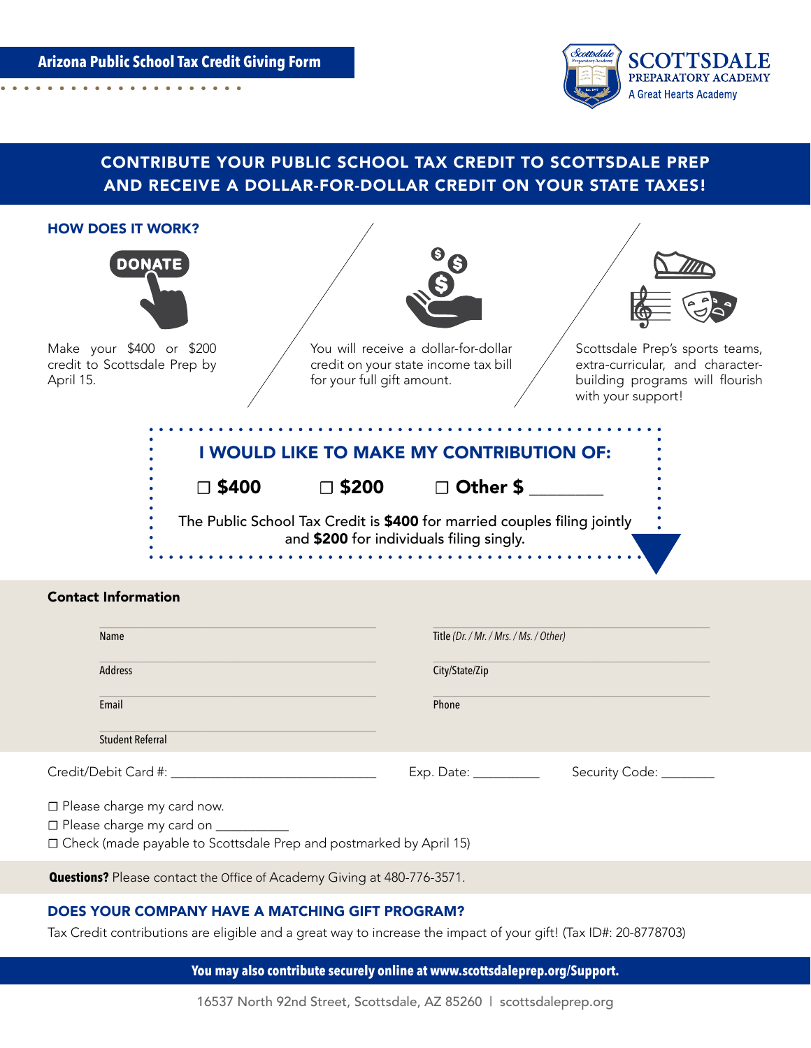**Arizona Public School Tax Credit Giving Form**

**SCOTTSDALE PREPARATORY ACADEMY**
A Great Hearts Academy

## CONTRIBUTE YOUR PUBLIC SCHOOL TAX CREDIT TO SCOTTSDALE PREP AND RECEIVE A DOLLAR-FOR-DOLLAR CREDIT ON YOUR STATE TAXES!

### HOW DOES IT WORK?

DONATE

Make your $400 or $200 credit to Scottsdale Prep by April 15.

You will receive a dollar-for-dollar credit on your state income tax bill for your full gift amount.

Scottsdale Prep's sports teams, extra-curricular, and character-building programs will flourish with your support!

### I WOULD LIKE TO MAKE MY CONTRIBUTION OF:

☐ **$400** ☐ **$200** ☐ **Other $** ________

The Public School Tax Credit is **$400** for married couples filing jointly and **$200** for individuals filing singly.

**Contact Information**

| | |
|---|---|
| Name | Title *(Dr. / Mr. / Mrs. / Ms. / Other)* |
| Address | City/State/Zip |
| Email | Phone |
| Student Referral | |

Credit/Debit Card #: ______________________________ Exp. Date: __________ Security Code: ________

☐ Please charge my card now.
☐ Please charge my card on ___________
☐ Check (made payable to Scottsdale Prep and postmarked by April 15)

**Questions?** Please contact the Office of Academy Giving at 480-776-3571.

### DOES YOUR COMPANY HAVE A MATCHING GIFT PROGRAM?

Tax Credit contributions are eligible and a great way to increase the impact of your gift! (Tax ID#: 20-8778703)

**You may also contribute securely online at www.scottsdaleprep.org/Support.**

16537 North 92nd Street, Scottsdale, AZ 85260 | scottsdaleprep.org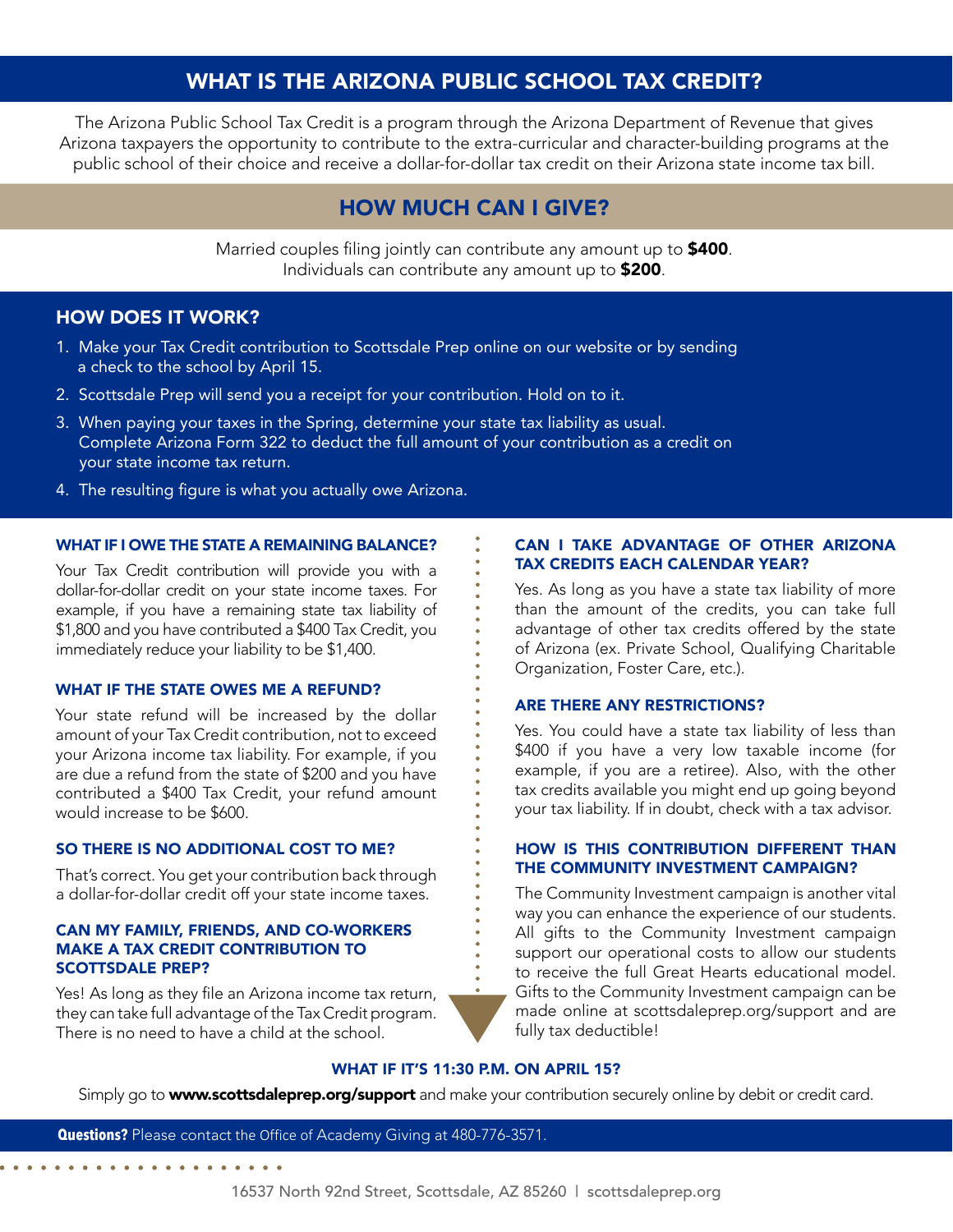## WHAT IS THE ARIZONA PUBLIC SCHOOL TAX CREDIT?

The Arizona Public School Tax Credit is a program through the Arizona Department of Revenue that gives Arizona taxpayers the opportunity to contribute to the extra-curricular and character-building programs at the public school of their choice and receive a dollar-for-dollar tax credit on their Arizona state income tax bill.

## HOW MUCH CAN I GIVE?

Married couples filing jointly can contribute any amount up to **$400**.
Individuals can contribute any amount up to **$200**.

## HOW DOES IT WORK?

1. Make your Tax Credit contribution to Scottsdale Prep online on our website or by sending a check to the school by April 15.
2. Scottsdale Prep will send you a receipt for your contribution. Hold on to it.
3. When paying your taxes in the Spring, determine your state tax liability as usual. Complete Arizona Form 322 to deduct the full amount of your contribution as a credit on your state income tax return.
4. The resulting figure is what you actually owe Arizona.

### WHAT IF I OWE THE STATE A REMAINING BALANCE?

Your Tax Credit contribution will provide you with a dollar-for-dollar credit on your state income taxes. For example, if you have a remaining state tax liability of $1,800 and you have contributed a $400 Tax Credit, you immediately reduce your liability to be $1,400.

### WHAT IF THE STATE OWES ME A REFUND?

Your state refund will be increased by the dollar amount of your Tax Credit contribution, not to exceed your Arizona income tax liability. For example, if you are due a refund from the state of $200 and you have contributed a $400 Tax Credit, your refund amount would increase to be $600.

### SO THERE IS NO ADDITIONAL COST TO ME?

That's correct. You get your contribution back through a dollar-for-dollar credit off your state income taxes.

### CAN MY FAMILY, FRIENDS, AND CO-WORKERS MAKE A TAX CREDIT CONTRIBUTION TO SCOTTSDALE PREP?

Yes! As long as they file an Arizona income tax return, they can take full advantage of the Tax Credit program. There is no need to have a child at the school.

### CAN I TAKE ADVANTAGE OF OTHER ARIZONA TAX CREDITS EACH CALENDAR YEAR?

Yes. As long as you have a state tax liability of more than the amount of the credits, you can take full advantage of other tax credits offered by the state of Arizona (ex. Private School, Qualifying Charitable Organization, Foster Care, etc.).

### ARE THERE ANY RESTRICTIONS?

Yes. You could have a state tax liability of less than $400 if you have a very low taxable income (for example, if you are a retiree). Also, with the other tax credits available you might end up going beyond your tax liability. If in doubt, check with a tax advisor.

### HOW IS THIS CONTRIBUTION DIFFERENT THAN THE COMMUNITY INVESTMENT CAMPAIGN?

The Community Investment campaign is another vital way you can enhance the experience of our students. All gifts to the Community Investment campaign support our operational costs to allow our students to receive the full Great Hearts educational model. Gifts to the Community Investment campaign can be made online at scottsdaleprep.org/support and are fully tax deductible!

### WHAT IF IT'S 11:30 P.M. ON APRIL 15?

Simply go to **www.scottsdaleprep.org/support** and make your contribution securely online by debit or credit card.

**Questions?** Please contact the Office of Academy Giving at 480-776-3571.

16537 North 92nd Street, Scottsdale, AZ 85260 | scottsdaleprep.org